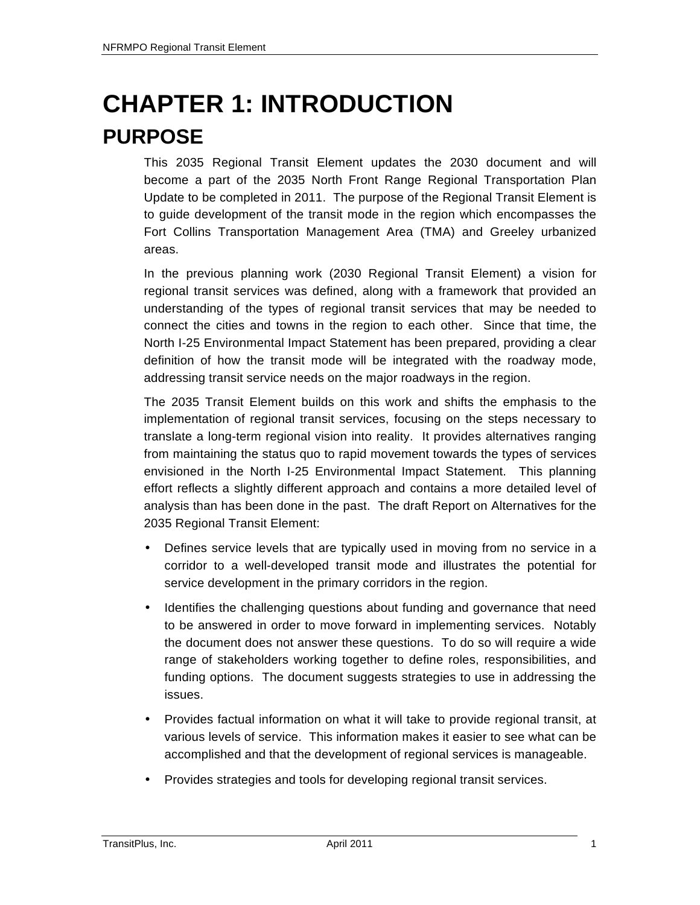# CHAPTER 1: INTRODUCTION

## PURPOSE

This 2035 Regional Transit Element updates the 2030 document and will become a part of the 2035 North Front Range Regional Transportation Plan Update to be completed in 2011. The purpose of the Regional Transit Element is to guide development of the transit mode in the region which encompasses the Fort Collins Transportation Management Area (TMA) and Greeley urbanized areas.

In the previous planning work (2030 Regional Transit Element) a vision for regional transit services was defined, along with a framework that provided an understanding of the types of regional transit services that may be needed to connect the cities and towns in the region to each other. Since that time, the North I-25 Environmental Impact Statement has been prepared, providing a clear definition of how the transit mode will be integrated with the roadway mode, addressing transit service needs on the major roadways in the region.

The 2035 Transit Element builds on this work and shifts the emphasis to the implementation of regional transit services, focusing on the steps necessary to translate a long-term regional vision into reality. It provides alternatives ranging from maintaining the status quo to rapid movement towards the types of services envisioned in the North I-25 Environmental Impact Statement. This planning effort reflects a slightly different approach and contains a more detailed level of analysis than has been done in the past. The draft Report on Alternatives for the 2035 Regional Transit Element:

- Defines service levels that are typically used in moving from no service in a corridor to a well-developed transit mode and illustrates the potential for service development in the primary corridors in the region.
- Identifies the challenging questions about funding and governance that need to be answered in order to move forward in implementing services. Notably the document does not answer these questions. To do so will require a wide range of stakeholders working together to define roles, responsibilities, and funding options. The document suggests strategies to use in addressing the issues.
- Provides factual information on what it will take to provide regional transit, at various levels of service. This information makes it easier to see what can be accomplished and that the development of regional services is manageable.
- Provides strategies and tools for developing regional transit services.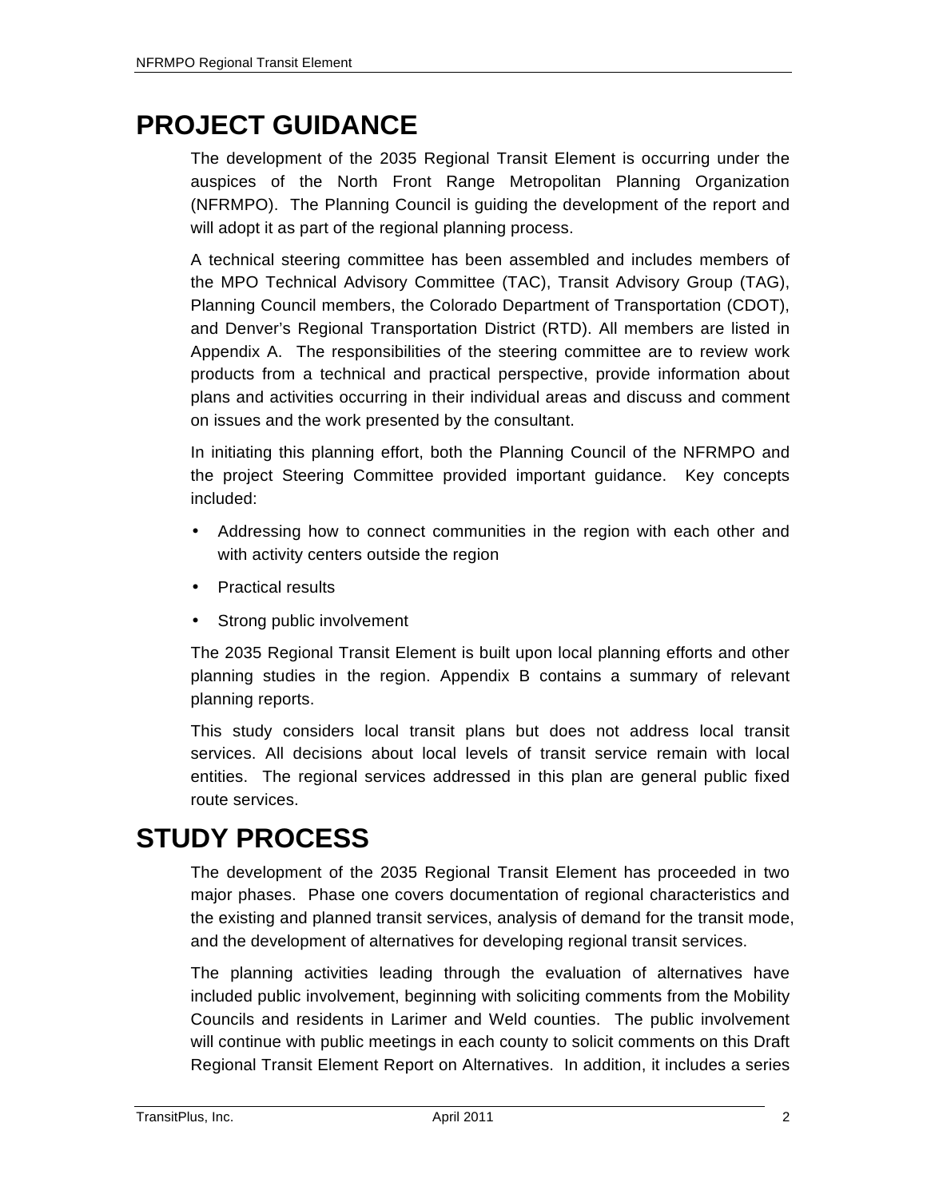# PROJECT GUIDANCE

The development of the 2035 Regional Transit Element is occurring under the auspices of the North Front Range Metropolitan Planning Organization (NFRMPO). The Planning Council is guiding the development of the report and will adopt it as part of the regional planning process.

A technical steering committee has been assembled and includes members of the MPO Technical Advisory Committee (TAC), Transit Advisory Group (TAG), Planning Council members, the Colorado Department of Transportation (CDOT), and Denver's Regional Transportation District (RTD). All members are listed in Appendix A. The responsibilities of the steering committee are to review work products from a technical and practical perspective, provide information about plans and activities occurring in their individual areas and discuss and comment on issues and the work presented by the consultant.

In initiating this planning effort, both the Planning Council of the NFRMPO and the project Steering Committee provided important guidance. Key concepts included:

- Addressing how to connect communities in the region with each other and with activity centers outside the region
- Practical results
- Strong public involvement

The 2035 Regional Transit Element is built upon local planning efforts and other planning studies in the region. Appendix B contains a summary of relevant planning reports.

This study considers local transit plans but does not address local transit services. All decisions about local levels of transit service remain with local entities. The regional services addressed in this plan are general public fixed route services.

# STUDY PROCESS

The development of the 2035 Regional Transit Element has proceeded in two major phases. Phase one covers documentation of regional characteristics and the existing and planned transit services, analysis of demand for the transit mode, and the development of alternatives for developing regional transit services.

The planning activities leading through the evaluation of alternatives have included public involvement, beginning with soliciting comments from the Mobility Councils and residents in Larimer and Weld counties. The public involvement will continue with public meetings in each county to solicit comments on this Draft Regional Transit Element Report on Alternatives. In addition, it includes a series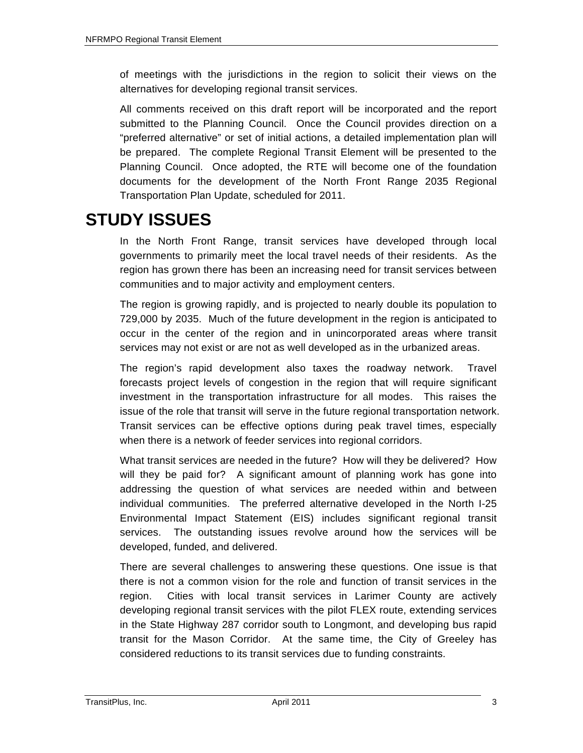of meetings with the jurisdictions in the region to solicit their views on the alternatives for developing regional transit services.

All comments received on this draft report will be incorporated and the report submitted to the Planning Council. Once the Council provides direction on a "preferred alternative" or set of initial actions, a detailed implementation plan will be prepared. The complete Regional Transit Element will be presented to the Planning Council. Once adopted, the RTE will become one of the foundation documents for the development of the North Front Range 2035 Regional Transportation Plan Update, scheduled for 2011.

# STUDY ISSUES

In the North Front Range, transit services have developed through local governments to primarily meet the local travel needs of their residents. As the region has grown there has been an increasing need for transit services between communities and to major activity and employment centers.

The region is growing rapidly, and is projected to nearly double its population to 729,000 by 2035. Much of the future development in the region is anticipated to occur in the center of the region and in unincorporated areas where transit services may not exist or are not as well developed as in the urbanized areas.

The region's rapid development also taxes the roadway network. Travel forecasts project levels of congestion in the region that will require significant investment in the transportation infrastructure for all modes. This raises the issue of the role that transit will serve in the future regional transportation network. Transit services can be effective options during peak travel times, especially when there is a network of feeder services into regional corridors.

What transit services are needed in the future? How will they be delivered? How will they be paid for? A significant amount of planning work has gone into addressing the question of what services are needed within and between individual communities. The preferred alternative developed in the North I-25 Environmental Impact Statement (EIS) includes significant regional transit services. The outstanding issues revolve around how the services will be developed, funded, and delivered.

There are several challenges to answering these questions. One issue is that there is not a common vision for the role and function of transit services in the region. Cities with local transit services in Larimer County are actively developing regional transit services with the pilot FLEX route, extending services in the State Highway 287 corridor south to Longmont, and developing bus rapid transit for the Mason Corridor. At the same time, the City of Greeley has considered reductions to its transit services due to funding constraints.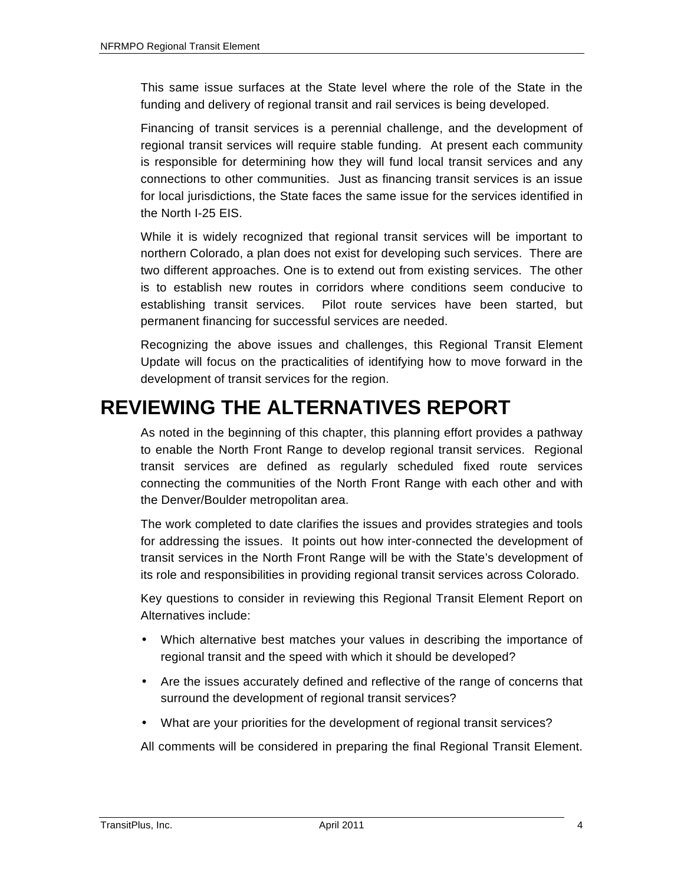This same issue surfaces at the State level where the role of the State in the funding and delivery of regional transit and rail services is being developed.

Financing of transit services is a perennial challenge, and the development of regional transit services will require stable funding. At present each community is responsible for determining how they will fund local transit services and any connections to other communities. Just as financing transit services is an issue for local jurisdictions, the State faces the same issue for the services identified in the North I-25 EIS.

While it is widely recognized that regional transit services will be important to northern Colorado, a plan does not exist for developing such services. There are two different approaches. One is to extend out from existing services. The other is to establish new routes in corridors where conditions seem conducive to establishing transit services. Pilot route services have been started, but permanent financing for successful services are needed.

Recognizing the above issues and challenges, this Regional Transit Element Update will focus on the practicalities of identifying how to move forward in the development of transit services for the region.

# REVIEWING THE ALTERNATIVES REPORT

As noted in the beginning of this chapter, this planning effort provides a pathway to enable the North Front Range to develop regional transit services. Regional transit services are defined as regularly scheduled fixed route services connecting the communities of the North Front Range with each other and with the Denver/Boulder metropolitan area.

The work completed to date clarifies the issues and provides strategies and tools for addressing the issues. It points out how inter-connected the development of transit services in the North Front Range will be with the State's development of its role and responsibilities in providing regional transit services across Colorado.

Key questions to consider in reviewing this Regional Transit Element Report on Alternatives include:

- Which alternative best matches your values in describing the importance of regional transit and the speed with which it should be developed?
- Are the issues accurately defined and reflective of the range of concerns that surround the development of regional transit services?
- What are your priorities for the development of regional transit services?

All comments will be considered in preparing the final Regional Transit Element.